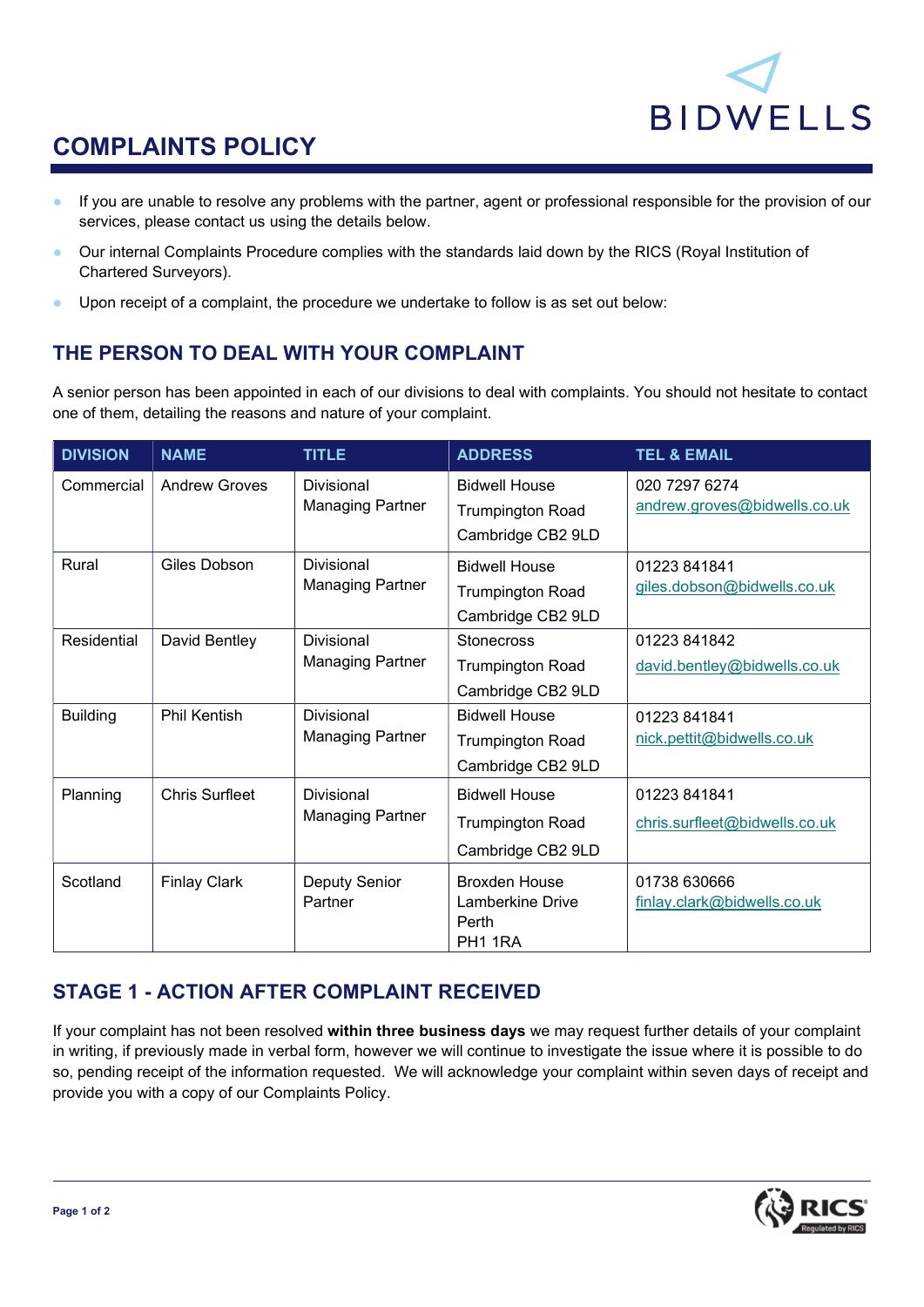# COMPLAINTS POLICY

- If you are unable to resolve any problems with the partner, agent or professional responsible for the provision of our services, please contact us using the details below.
- Our internal Complaints Procedure complies with the standards laid down by the RICS (Royal Institution of Chartered Surveyors).
- Upon receipt of a complaint, the procedure we undertake to follow is as set out below:

## THE PERSON TO DEAL WITH YOUR COMPLAINT

A senior person has been appointed in each of our divisions to deal with complaints. You should not hesitate to contact one of them, detailing the reasons and nature of your complaint.

| DIVISION | NAME | TITLE | ADDRESS | TEL & EMAIL |
|---|---|---|---|---|
| Commercial | Andrew Groves | Divisional Managing Partner | Bidwell House Trumpington Road Cambridge CB2 9LD | 020 7297 6274 andrew.groves@bidwells.co.uk |
| Rural | Giles Dobson | Divisional Managing Partner | Bidwell House Trumpington Road Cambridge CB2 9LD | 01223 841841 giles.dobson@bidwells.co.uk |
| Residential | David Bentley | Divisional Managing Partner | Stonecross Trumpington Road Cambridge CB2 9LD | 01223 841842 david.bentley@bidwells.co.uk |
| Building | Phil Kentish | Divisional Managing Partner | Bidwell House Trumpington Road Cambridge CB2 9LD | 01223 841841 nick.pettit@bidwells.co.uk |
| Planning | Chris Surfleet | Divisional Managing Partner | Bidwell House Trumpington Road Cambridge CB2 9LD | 01223 841841 chris.surfleet@bidwells.co.uk |
| Scotland | Finlay Clark | Deputy Senior Partner | Broxden House Lamberkine Drive Perth PH1 1RA | 01738 630666 finlay.clark@bidwells.co.uk |

## STAGE 1 - ACTION AFTER COMPLAINT RECEIVED

If your complaint has not been resolved **within three business days** we may request further details of your complaint in writing, if previously made in verbal form, however we will continue to investigate the issue where it is possible to do so, pending receipt of the information requested. We will acknowledge your complaint within seven days of receipt and provide you with a copy of our Complaints Policy.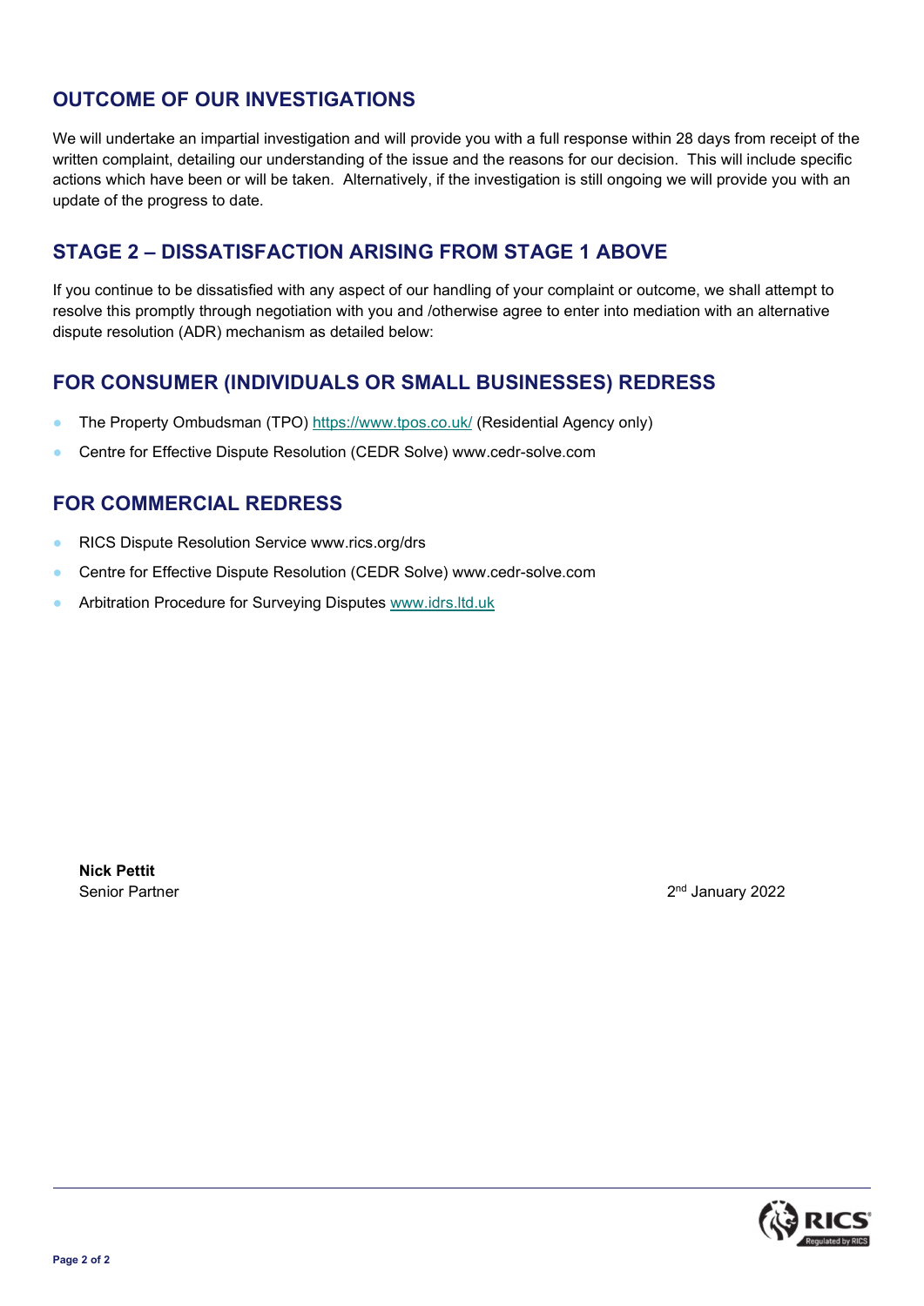## OUTCOME OF OUR INVESTIGATIONS

We will undertake an impartial investigation and will provide you with a full response within 28 days from receipt of the written complaint, detailing our understanding of the issue and the reasons for our decision. This will include specific actions which have been or will be taken. Alternatively, if the investigation is still ongoing we will provide you with an update of the progress to date.

## STAGE 2 – DISSATISFACTION ARISING FROM STAGE 1 ABOVE

If you continue to be dissatisfied with any aspect of our handling of your complaint or outcome, we shall attempt to resolve this promptly through negotiation with you and /otherwise agree to enter into mediation with an alternative dispute resolution (ADR) mechanism as detailed below:

## FOR CONSUMER (INDIVIDUALS OR SMALL BUSINESSES) REDRESS

- The Property Ombudsman (TPO) https://www.tpos.co.uk/ (Residential Agency only)
- Centre for Effective Dispute Resolution (CEDR Solve) www.cedr-solve.com

## FOR COMMERCIAL REDRESS

- RICS Dispute Resolution Service www.rics.org/drs
- Centre for Effective Dispute Resolution (CEDR Solve) www.cedr-solve.com
- Arbitration Procedure for Surveying Disputes www.idrs.ltd.uk

**Nick Pettit**
Senior Partner

2nd January 2022